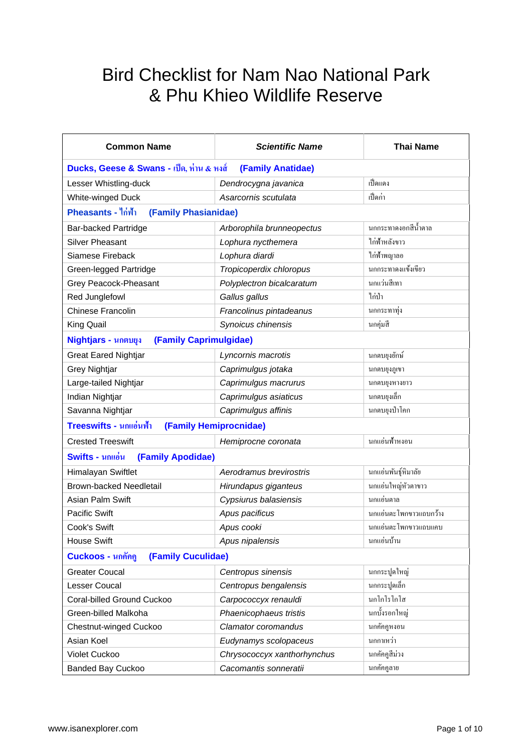# Bird Checklist for Nam Nao National Park & Phu Khieo Wildlife Reserve

| Common Name | *Scientific Name* | Thai Name |
|---|---|---|
| **Ducks, Geese & Swans - เป็ด, ห่าน & หงส์ (Family Anatidae)** | | |
| Lesser Whistling-duck | *Dendrocygna javanica* | เป็ดแดง |
| White-winged Duck | *Asarcornis scutulata* | เป็ดก่า |
| **Pheasants - ไก่ฟ้า (Family Phasianidae)** | | |
| Bar-backed Partridge | *Arborophila brunneopectus* | นกกระทาดงอกสีน้ำตาล |
| Silver Pheasant | *Lophura nycthemera* | ไก่ฟ้าหลังขาว |
| Siamese Fireback | *Lophura diardi* | ไก่ฟ้าพญาลอ |
| Green-legged Partridge | *Tropicoperdix chloropus* | นกกระทาดงแข้งเขียว |
| Grey Peacock-Pheasant | *Polyplectron bicalcaratum* | นกแว่นสีเทา |
| Red Junglefowl | *Gallus gallus* | ไก่ป่า |
| Chinese Francolin | *Francolinus pintadeanus* | นกกระทาทุ่ง |
| King Quail | *Synoicus chinensis* | นกคุ่มสี |
| **Nightjars - นกตบยุง (Family Caprimulgidae)** | | |
| Great Eared Nightjar | *Lyncornis macrotis* | นกตบยุงยักษ์ |
| Grey Nightjar | *Caprimulgus jotaka* | นกตบยุงภูเขา |
| Large-tailed Nightjar | *Caprimulgus macrurus* | นกตบยุงหางยาว |
| Indian Nightjar | *Caprimulgus asiaticus* | นกตบยุงเล็ก |
| Savanna Nightjar | *Caprimulgus affinis* | นกตบยุงป่าโคก |
| **Treeswifts - นกแอ่นฟ้า (Family Hemiprocnidae)** | | |
| Crested Treeswift | *Hemiprocne coronata* | นกแอ่นฟ้าหงอน |
| **Swifts - นกแอ่น (Family Apodidae)** | | |
| Himalayan Swiftlet | *Aerodramus brevirostris* | นกแอ่นพันธุ์หิมาลัย |
| Brown-backed Needletail | *Hirundapus giganteus* | นกแอ่นใหญ่หัวตาขาว |
| Asian Palm Swift | *Cypsiurus balasiensis* | นกแอ่นตาล |
| Pacific Swift | *Apus pacificus* | นกแอ่นตะโพกขาวแถบกว้าง |
| Cook's Swift | *Apus cooki* | นกแอ่นตะโพกขาวแถบแคบ |
| House Swift | *Apus nipalensis* | นกแอ่นบ้าน |
| **Cuckoos - นกคัคู (Family Cuculidae)** | | |
| Greater Coucal | *Centropus sinensis* | นกกระปูดใหญ่ |
| Lesser Coucal | *Centropus bengalensis* | นกกระปูดเล็ก |
| Coral-billed Ground Cuckoo | *Carpococcyx renauldi* | นกโกโรโกโส |
| Green-billed Malkoha | *Phaenicophaeus tristis* | นกบั้งรอกใหญ่ |
| Chestnut-winged Cuckoo | *Clamator coromandus* | นกคัคูหงอน |
| Asian Koel | *Eudynamys scolopaceus* | นกกาเหว่า |
| Violet Cuckoo | *Chrysococcyx xanthorhynchus* | นกคัคูสีม่วง |
| Banded Bay Cuckoo | *Cacomantis sonneratii* | นกคัคูลาย |

www.isanexplorer.com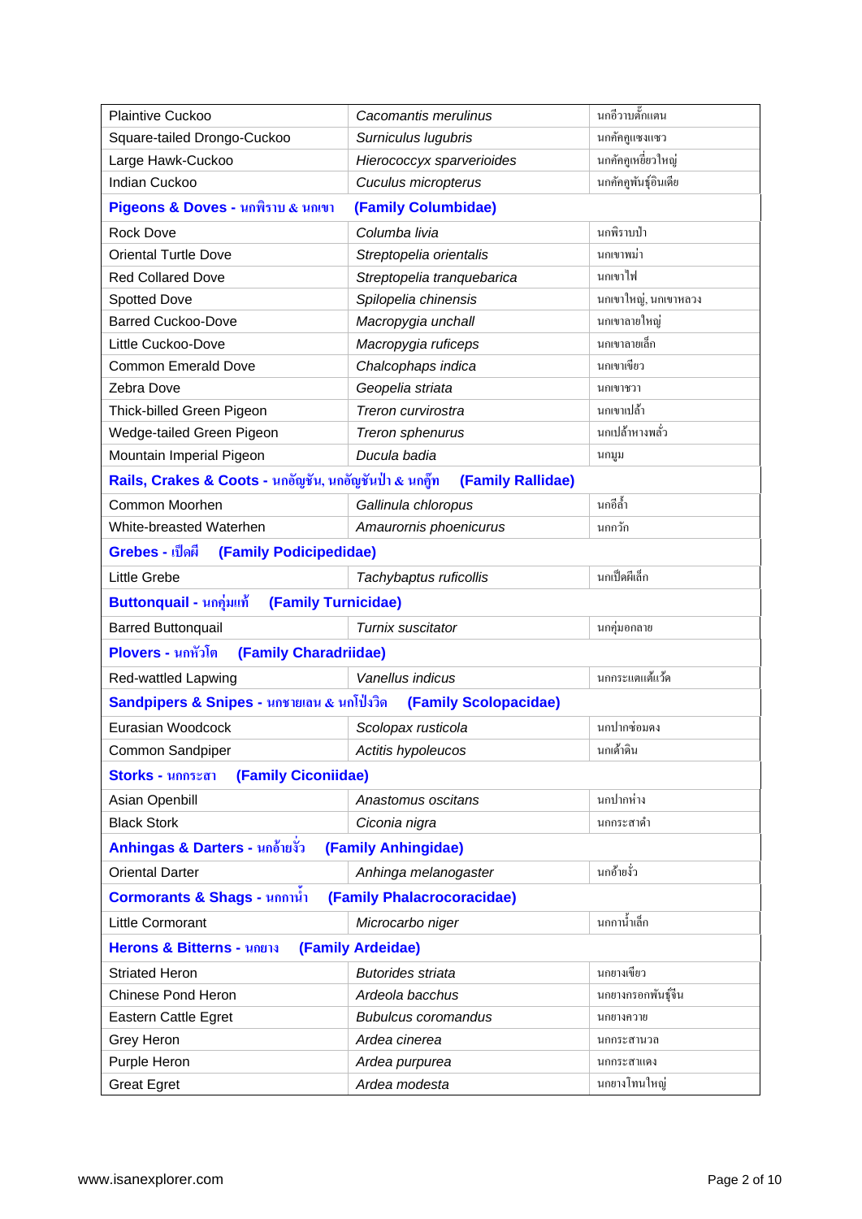| | | |
|---|---|---|
| Plaintive Cuckoo | *Cacomantis merulinus* | นกอีวาบตั๊กแตน |
| Square-tailed Drongo-Cuckoo | *Surniculus lugubris* | นกคัคคูแซงแซว |
| Large Hawk-Cuckoo | *Hierococcyx sparverioides* | นกคัคคูเหยี่ยวใหญ่ |
| Indian Cuckoo | *Cuculus micropterus* | นกคัคคูพันธุ์อินเดีย |
| **Pigeons & Doves - นกพิราบ & นกเขา (Family Columbidae)** | | |
| Rock Dove | *Columba livia* | นกพิราบป่า |
| Oriental Turtle Dove | *Streptopelia orientalis* | นกเขาพม่า |
| Red Collared Dove | *Streptopelia tranquebarica* | นกเขาไฟ |
| Spotted Dove | *Spilopelia chinensis* | นกเขาใหญ่, นกเขาหลวง |
| Barred Cuckoo-Dove | *Macropygia unchall* | นกเขาลายใหญ่ |
| Little Cuckoo-Dove | *Macropygia ruficeps* | นกเขาลายเล็ก |
| Common Emerald Dove | *Chalcophaps indica* | นกเขาเขียว |
| Zebra Dove | *Geopelia striata* | นกเขาชวา |
| Thick-billed Green Pigeon | *Treron curvirostra* | นกเขาเปล้า |
| Wedge-tailed Green Pigeon | *Treron sphenurus* | นกเปล้าหางพลั่ว |
| Mountain Imperial Pigeon | *Ducula badia* | นกมูม |
| **Rails, Crakes & Coots - นกอัญชัน, นกอัญชันป่า & นกคู๊ท (Family Rallidae)** | | |
| Common Moorhen | *Gallinula chloropus* | นกอีล้ำ |
| White-breasted Waterhen | *Amaurornis phoenicurus* | นกกวัก |
| **Grebes - เป็ดผี (Family Podicipedidae)** | | |
| Little Grebe | *Tachybaptus ruficollis* | นกเป็ดผีเล็ก |
| **Buttonquail - นกคุ่มแท้ (Family Turnicidae)** | | |
| Barred Buttonquail | *Turnix suscitator* | นกคุ่มอกลาย |
| **Plovers - นกหัวโต (Family Charadriidae)** | | |
| Red-wattled Lapwing | *Vanellus indicus* | นกกระแตแต้แว้ด |
| **Sandpipers & Snipes - นกชายเลน & นกโป่งวิด (Family Scolopacidae)** | | |
| Eurasian Woodcock | *Scolopax rusticola* | นกปากซ่อมดง |
| Common Sandpiper | *Actitis hypoleucos* | นกเด้าดิน |
| **Storks - นกกระสา (Family Ciconiidae)** | | |
| Asian Openbill | *Anastomus oscitans* | นกปากห่าง |
| Black Stork | *Ciconia nigra* | นกกระสาดำ |
| **Anhingas & Darters - นกอ้ายงั่ว (Family Anhingidae)** | | |
| Oriental Darter | *Anhinga melanogaster* | นกอ้ายงั่ว |
| **Cormorants & Shags - นกกาน้ำ (Family Phalacrocoracidae)** | | |
| Little Cormorant | *Microcarbo niger* | นกกาน้ำเล็ก |
| **Herons & Bitterns - นกยาง (Family Ardeidae)** | | |
| Striated Heron | *Butorides striata* | นกยางเขียว |
| Chinese Pond Heron | *Ardeola bacchus* | นกยางกรอกพันธุ์จีน |
| Eastern Cattle Egret | *Bubulcus coromandus* | นกยางควาย |
| Grey Heron | *Ardea cinerea* | นกกระสานวล |
| Purple Heron | *Ardea purpurea* | นกกระสาแดง |
| Great Egret | *Ardea modesta* | นกยางโทนใหญ่ |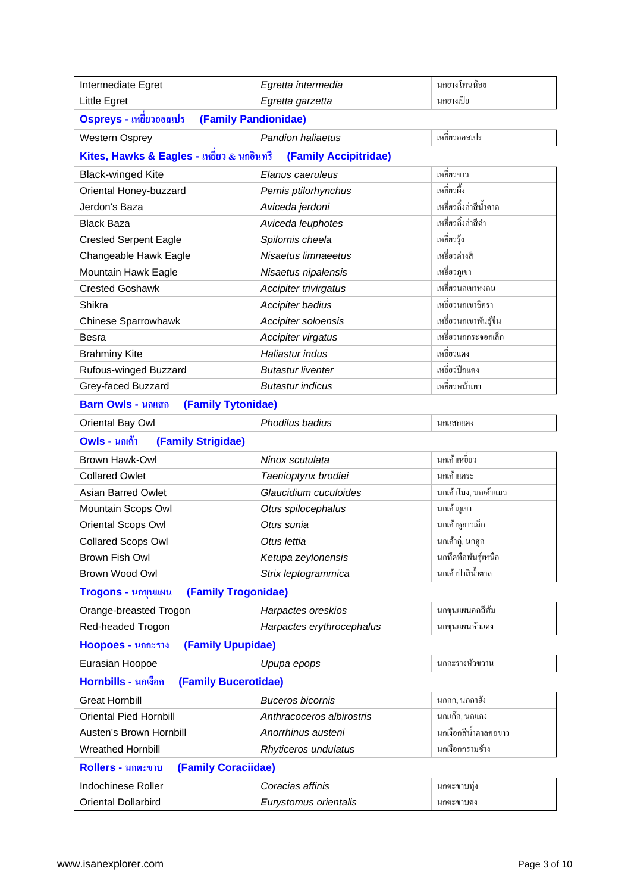| | | |
|---|---|---|
| Intermediate Egret | *Egretta intermedia* | นกยางโทนน้อย |
| Little Egret | *Egretta garzetta* | นกยางเปีย |
| **Ospreys - เหยี่ยวออสเปร (Family Pandionidae)** | | |
| Western Osprey | *Pandion haliaetus* | เหยี่ยวออสเปร |
| **Kites, Hawks & Eagles - เหยี่ยว & นกอินทรี (Family Accipitridae)** | | |
| Black-winged Kite | *Elanus caeruleus* | เหยี่ยวขาว |
| Oriental Honey-buzzard | *Pernis ptilorhynchus* | เหยี่ยวผึ้ง |
| Jerdon's Baza | *Aviceda jerdoni* | เหยี่ยวกิ้งก่าสีน้ำตาล |
| Black Baza | *Aviceda leuphotes* | เหยี่ยวกิ้งก่าสีดำ |
| Crested Serpent Eagle | *Spilornis cheela* | เหยี่ยวรุ้ง |
| Changeable Hawk Eagle | *Nisaetus limnaeetus* | เหยี่ยวต่างสี |
| Mountain Hawk Eagle | *Nisaetus nipalensis* | เหยี่ยวภูเขา |
| Crested Goshawk | *Accipiter trivirgatus* | เหยี่ยวนกเขาหงอน |
| Shikra | *Accipiter badius* | เหยี่ยวนกเขาชิครา |
| Chinese Sparrowhawk | *Accipiter soloensis* | เหยี่ยวนกเขาพันธุ์จีน |
| Besra | *Accipiter virgatus* | เหยี่ยวนกกระจอกเล็ก |
| Brahminy Kite | *Haliastur indus* | เหยี่ยวแดง |
| Rufous-winged Buzzard | *Butastur liventer* | เหยี่ยวปีกแดง |
| Grey-faced Buzzard | *Butastur indicus* | เหยี่ยวหน้าเทา |
| **Barn Owls - นกแสก (Family Tytonidae)** | | |
| Oriental Bay Owl | *Phodilus badius* | นกแสกแดง |
| **Owls - นกเค้า (Family Strigidae)** | | |
| Brown Hawk-Owl | *Ninox scutulata* | นกเค้าเหยี่ยว |
| Collared Owlet | *Taenioptynx brodiei* | นกเค้าแคระ |
| Asian Barred Owlet | *Glaucidium cuculoides* | นกเค้าโมง, นกเค้าแมว |
| Mountain Scops Owl | *Otus spilocephalus* | นกเค้าภูเขา |
| Oriental Scops Owl | *Otus sunia* | นกเค้าหูยาวเล็ก |
| Collared Scops Owl | *Otus lettia* | นกเค้ากู่, นกฮูก |
| Brown Fish Owl | *Ketupa zeylonensis* | นกทึดทือพันธุ์เหนือ |
| Brown Wood Owl | *Strix leptogrammica* | นกเค้าป่าสีน้ำตาล |
| **Trogons - นกขุนแผน (Family Trogonidae)** | | |
| Orange-breasted Trogon | *Harpactes oreskios* | นกขุนแผนอกสีส้ม |
| Red-headed Trogon | *Harpactes erythrocephalus* | นกขุนแผนหัวแดง |
| **Hoopoes - นกกะราง (Family Upupidae)** | | |
| Eurasian Hoopoe | *Upupa epops* | นกกะรางหัวขวาน |
| **Hornbills - นกเงือก (Family Bucerotidae)** | | |
| Great Hornbill | *Buceros bicornis* | นกกก, นกกาฮัง |
| Oriental Pied Hornbill | *Anthracoceros albirostris* | นกแก๊ก, นกแกง |
| Austen's Brown Hornbill | *Anorrhinus austeni* | นกเงือกสีน้ำตาลคอขาว |
| Wreathed Hornbill | *Rhyticeros undulatus* | นกเงือกกรามช้าง |
| **Rollers - นกตะขาบ (Family Coraciidae)** | | |
| Indochinese Roller | *Coracias affinis* | นกตะขาบทุ่ง |
| Oriental Dollarbird | *Eurystomus orientalis* | นกตะขาบดง |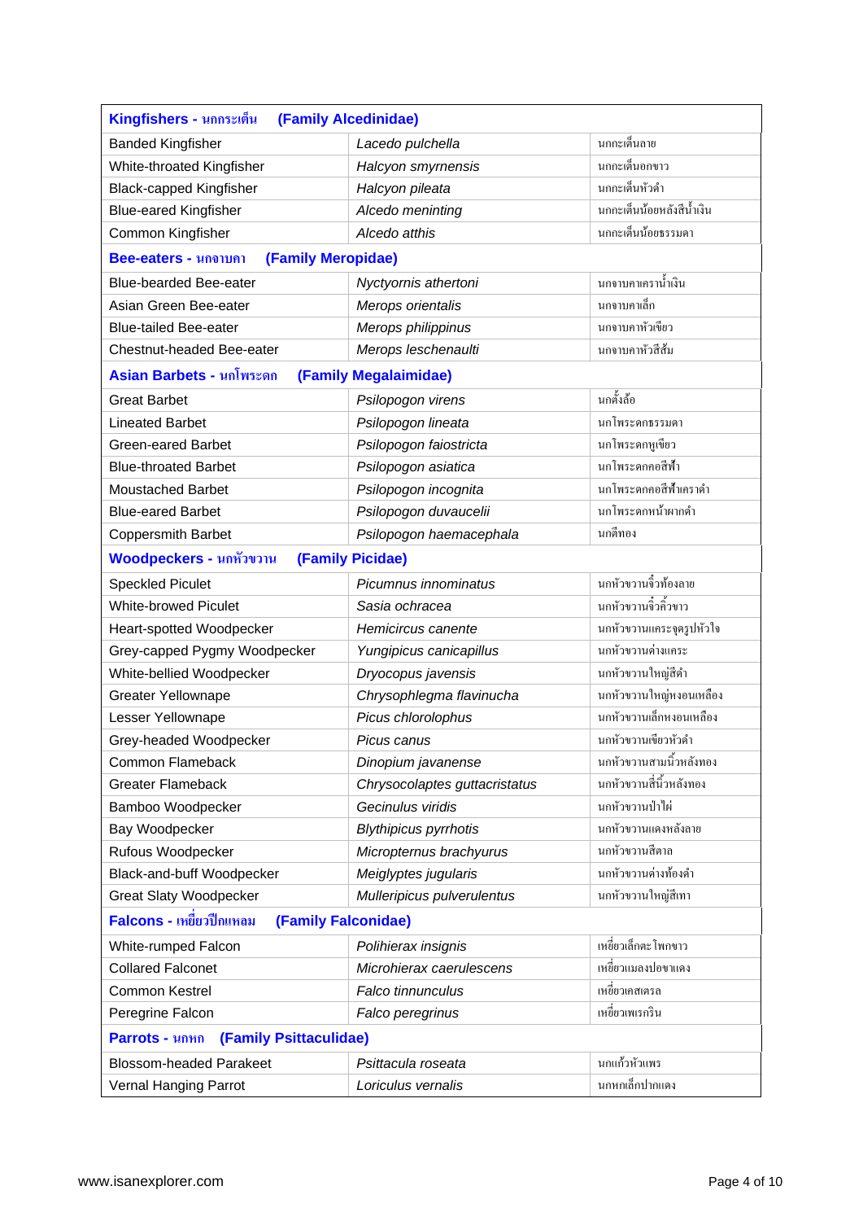| Kingfishers - นกกระเต็น (Family Alcedinidae) | | |
|---|---|---|
| Banded Kingfisher | *Lacedo pulchella* | นกกะเต็นลาย |
| White-throated Kingfisher | *Halcyon smyrnensis* | นกกะเต็นอกขาว |
| Black-capped Kingfisher | *Halcyon pileata* | นกกะเต็นหัวดำ |
| Blue-eared Kingfisher | *Alcedo meninting* | นกกะเต็นน้อยหลังสีน้ำเงิน |
| Common Kingfisher | *Alcedo atthis* | นกกะเต็นน้อยธรรมดา |
| **Bee-eaters - นกจาบคา (Family Meropidae)** | | |
| Blue-bearded Bee-eater | *Nyctyornis athertoni* | นกจาบคาเคราน้ำเงิน |
| Asian Green Bee-eater | *Merops orientalis* | นกจาบคาเล็ก |
| Blue-tailed Bee-eater | *Merops philippinus* | นกจาบคาหัวเขียว |
| Chestnut-headed Bee-eater | *Merops leschenaulti* | นกจาบคาหัวสีส้ม |
| **Asian Barbets - นกโพระดก (Family Megalaimidae)** | | |
| Great Barbet | *Psilopogon virens* | นกตั้งล้อ |
| Lineated Barbet | *Psilopogon lineata* | นกโพระดกธรรมดา |
| Green-eared Barbet | *Psilopogon faiostricta* | นกโพระดกหูเขียว |
| Blue-throated Barbet | *Psilopogon asiatica* | นกโพระดกคอสีฟ้า |
| Moustached Barbet | *Psilopogon incognita* | นกโพระดกคอสีฟ้าเคราดำ |
| Blue-eared Barbet | *Psilopogon duvaucelii* | นกโพระดกหน้าผากดำ |
| Coppersmith Barbet | *Psilopogon haemacephala* | นกตีทอง |
| **Woodpeckers - นกหัวขวาน (Family Picidae)** | | |
| Speckled Piculet | *Picumnus innominatus* | นกหัวขวานจิ๋วท้องลาย |
| White-browed Piculet | *Sasia ochracea* | นกหัวขวานจิ๋วคิ้วขาว |
| Heart-spotted Woodpecker | *Hemicircus canente* | นกหัวขวานแคระจุดรูปหัวใจ |
| Grey-capped Pygmy Woodpecker | *Yungipicus canicapillus* | นกหัวขวานด่างแคระ |
| White-bellied Woodpecker | *Dryocopus javensis* | นกหัวขวานใหญ่สีดำ |
| Greater Yellownape | *Chrysophlegma flavinucha* | นกหัวขวานใหญ่หงอนเหลือง |
| Lesser Yellownape | *Picus chlorolophus* | นกหัวขวานเล็กหงอนเหลือง |
| Grey-headed Woodpecker | *Picus canus* | นกหัวขวานเขียวหัวดำ |
| Common Flameback | *Dinopium javanense* | นกหัวขวานสามนิ้วหลังทอง |
| Greater Flameback | *Chrysocolaptes guttacristatus* | นกหัวขวานสี่นิ้วหลังทอง |
| Bamboo Woodpecker | *Gecinulus viridis* | นกหัวขวานป่าไผ่ |
| Bay Woodpecker | *Blythipicus pyrrhotis* | นกหัวขวานแดงหลังลาย |
| Rufous Woodpecker | *Micropternus brachyurus* | นกหัวขวานสีตาล |
| Black-and-buff Woodpecker | *Meiglyptes jugularis* | นกหัวขวานด่างท้องดำ |
| Great Slaty Woodpecker | *Mulleripicus pulverulentus* | นกหัวขวานใหญ่สีเทา |
| **Falcons - เหยี่ยวปีกแหลม (Family Falconidae)** | | |
| White-rumped Falcon | *Polihierax insignis* | เหยี่ยวเล็กตะโพกขาว |
| Collared Falconet | *Microhierax caerulescens* | เหยี่ยวแมลงปอขาแดง |
| Common Kestrel | *Falco tinnunculus* | เหยี่ยวเคสเตรล |
| Peregrine Falcon | *Falco peregrinus* | เหยี่ยวเพเรกริน |
| **Parrots - นกหก (Family Psittaculidae)** | | |
| Blossom-headed Parakeet | *Psittacula roseata* | นกแก้วหัวแพร |
| Vernal Hanging Parrot | *Loriculus vernalis* | นกหกเล็กปากแดง |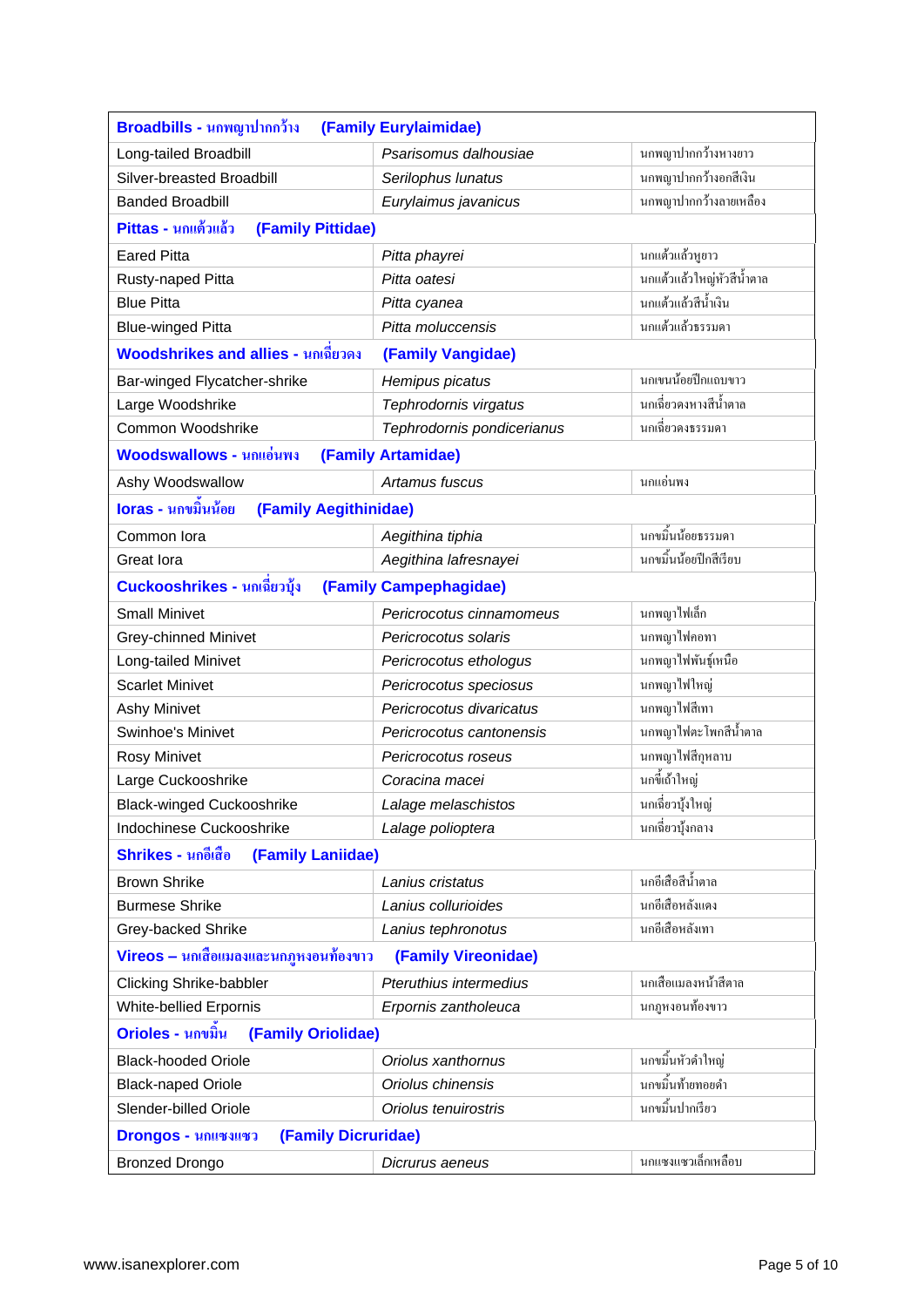| **Broadbills - นกพญาปากกว้าง (Family Eurylaimidae)** | | |
|---|---|---|
| Long-tailed Broadbill | *Psarisomus dalhousiae* | นกพญาปากกว้างหางยาว |
| Silver-breasted Broadbill | *Serilophus lunatus* | นกพญาปากกว้างอกสีเงิน |
| Banded Broadbill | *Eurylaimus javanicus* | นกพญาปากกว้างลายเหลือง |
| **Pittas - นกแต้วแล้ว (Family Pittidae)** | | |
| Eared Pitta | *Pitta phayrei* | นกแต้วแล้วหูยาว |
| Rusty-naped Pitta | *Pitta oatesi* | นกแต้วแล้วใหญ่หัวสีน้ำตาล |
| Blue Pitta | *Pitta cyanea* | นกแต้วแล้วสีน้ำเงิน |
| Blue-winged Pitta | *Pitta moluccensis* | นกแต้วแล้วธรรมดา |
| **Woodshrikes and allies - นกเฉี่ยวดง (Family Vangidae)** | | |
| Bar-winged Flycatcher-shrike | *Hemipus picatus* | นกเขนน้อยปีกแถบขาว |
| Large Woodshrike | *Tephrodornis virgatus* | นกเฉี่ยวดงหางสีน้ำตาล |
| Common Woodshrike | *Tephrodornis pondicerianus* | นกเฉี่ยวดงธรรมดา |
| **Woodswallows - นกแอ่นพง (Family Artamidae)** | | |
| Ashy Woodswallow | *Artamus fuscus* | นกแอ่นพง |
| **Ioras - นกขมิ้นน้อย (Family Aegithinidae)** | | |
| Common Iora | *Aegithina tiphia* | นกขมิ้นน้อยธรรมดา |
| Great Iora | *Aegithina lafresnayei* | นกขมิ้นน้อยปีกสีเรียบ |
| **Cuckooshrikes - นกเฉี่ยวบุ้ง (Family Campephagidae)** | | |
| Small Minivet | *Pericrocotus cinnamomeus* | นกพญาไฟเล็ก |
| Grey-chinned Minivet | *Pericrocotus solaris* | นกพญาไฟคอเทา |
| Long-tailed Minivet | *Pericrocotus ethologus* | นกพญาไฟพันธุ์เหนือ |
| Scarlet Minivet | *Pericrocotus speciosus* | นกพญาไฟใหญ่ |
| Ashy Minivet | *Pericrocotus divaricatus* | นกพญาไฟสีเทา |
| Swinhoe's Minivet | *Pericrocotus cantonensis* | นกพญาไฟตะโพกสีน้ำตาล |
| Rosy Minivet | *Pericrocotus roseus* | นกพญาไฟสีกุหลาบ |
| Large Cuckooshrike | *Coracina macei* | นกขี้เถ้าใหญ่ |
| Black-winged Cuckooshrike | *Lalage melaschistos* | นกเฉี่ยวบุ้งใหญ่ |
| Indochinese Cuckooshrike | *Lalage polioptera* | นกเฉี่ยวบุ้งกลาง |
| **Shrikes - นกอีเสือ (Family Laniidae)** | | |
| Brown Shrike | *Lanius cristatus* | นกอีเสือสีน้ำตาล |
| Burmese Shrike | *Lanius collurioides* | นกอีเสือหลังแดง |
| Grey-backed Shrike | *Lanius tephronotus* | นกอีเสือหลังเทา |
| **Vireos – นกเสือแมลงและนกภูหงอนท้องขาว (Family Vireonidae)** | | |
| Clicking Shrike-babbler | *Pteruthius intermedius* | นกเสือแมลงหน้าสีตาล |
| White-bellied Erpornis | *Erpornis zantholeuca* | นกภูหงอนท้องขาว |
| **Orioles - นกขมิ้น (Family Oriolidae)** | | |
| Black-hooded Oriole | *Oriolus xanthornus* | นกขมิ้นหัวดำใหญ่ |
| Black-naped Oriole | *Oriolus chinensis* | นกขมิ้นท้ายทอยดำ |
| Slender-billed Oriole | *Oriolus tenuirostris* | นกขมิ้นปากเรียว |
| **Drongos - นกแซงแซว (Family Dicruridae)** | | |
| Bronzed Drongo | *Dicrurus aeneus* | นกแซงแซวเล็กเหลือบ |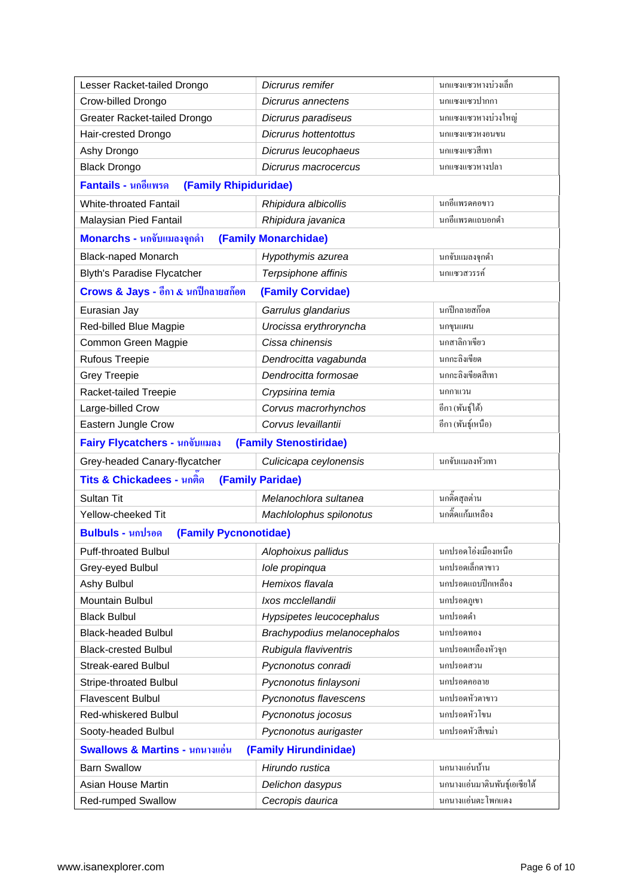| | | |
|---|---|---|
| Lesser Racket-tailed Drongo | *Dicrurus remifer* | นกแซงแซวหางบ่วงเล็ก |
| Crow-billed Drongo | *Dicrurus annectens* | นกแซงแซวปากกา |
| Greater Racket-tailed Drongo | *Dicrurus paradiseus* | นกแซงแซวหางบ่วงใหญ่ |
| Hair-crested Drongo | *Dicrurus hottentottus* | นกแซงแซวหงอนขน |
| Ashy Drongo | *Dicrurus leucophaeus* | นกแซงแซวสีเทา |
| Black Drongo | *Dicrurus macrocercus* | นกแซงแซวหางปลา |
| **Fantails - นกอีแพรด (Family Rhipiduridae)** | | |
| White-throated Fantail | *Rhipidura albicollis* | นกอีแพรดคอขาว |
| Malaysian Pied Fantail | *Rhipidura javanica* | นกอีแพรดแถบอกดำ |
| **Monarchs - นกจับแมลงจุกดำ (Family Monarchidae)** | | |
| Black-naped Monarch | *Hypothymis azurea* | นกจับแมลงจุกดำ |
| Blyth's Paradise Flycatcher | *Terpsiphone affinis* | นกแซวสวรรค์ |
| **Crows & Jays - อีกา & นกปีกลายสก๊อต (Family Corvidae)** | | |
| Eurasian Jay | *Garrulus glandarius* | นกปีกลายสก๊อต |
| Red-billed Blue Magpie | *Urocissa erythroryncha* | นกขุนแผน |
| Common Green Magpie | *Cissa chinensis* | นกสาลิกาเขียว |
| Rufous Treepie | *Dendrocitta vagabunda* | นกกะลิงเขียด |
| Grey Treepie | *Dendrocitta formosae* | นกกะลิงเขียดสีเทา |
| Racket-tailed Treepie | *Crypsirina temia* | นกกาแวน |
| Large-billed Crow | *Corvus macrorhynchos* | อีกา (พันธุ์ใต้) |
| Eastern Jungle Crow | *Corvus levaillantii* | อีกา (พันธุ์เหนือ) |
| **Fairy Flycatchers - นกจับแมลง (Family Stenostiridae)** | | |
| Grey-headed Canary-flycatcher | *Culicicapa ceylonensis* | นกจับแมลงหัวเทา |
| **Tits & Chickadees - นกติ๊ด (Family Paridae)** | | |
| Sultan Tit | *Melanochlora sultanea* | นกติ๊ดสุลต่าน |
| Yellow-cheeked Tit | *Machlolophus spilonotus* | นกติ๊ดแก้มเหลือง |
| **Bulbuls - นกปรอด (Family Pycnonotidae)** | | |
| Puff-throated Bulbul | *Alophoixus pallidus* | นกปรอดโอ่งเมืองเหนือ |
| Grey-eyed Bulbul | *Iole propinqua* | นกปรอดเล็กตาขาว |
| Ashy Bulbul | *Hemixos flavala* | นกปรอดแถบปีกเหลือง |
| Mountain Bulbul | *Ixos mcclellandii* | นกปรอดภูเขา |
| Black Bulbul | *Hypsipetes leucocephalus* | นกปรอดดำ |
| Black-headed Bulbul | *Brachypodius melanocephalos* | นกปรอดทอง |
| Black-crested Bulbul | *Rubigula flaviventris* | นกปรอดเหลืองหัวจุก |
| Streak-eared Bulbul | *Pycnonotus conradi* | นกปรอดสวน |
| Stripe-throated Bulbul | *Pycnonotus finlaysoni* | นกปรอดคอลาย |
| Flavescent Bulbul | *Pycnonotus flavescens* | นกปรอดหัวตาขาว |
| Red-whiskered Bulbul | *Pycnonotus jocosus* | นกปรอดหัวโขน |
| Sooty-headed Bulbul | *Pycnonotus aurigaster* | นกปรอดหัวสีเขม่า |
| **Swallows & Martins - นกนางแอ่น (Family Hirundinidae)** | | |
| Barn Swallow | *Hirundo rustica* | นกนางแอ่นบ้าน |
| Asian House Martin | *Delichon dasypus* | นกนางแอ่นมาตินพันธุ์เอเชียใต้ |
| Red-rumped Swallow | *Cecropis daurica* | นกนางแอ่นตะโพกแดง |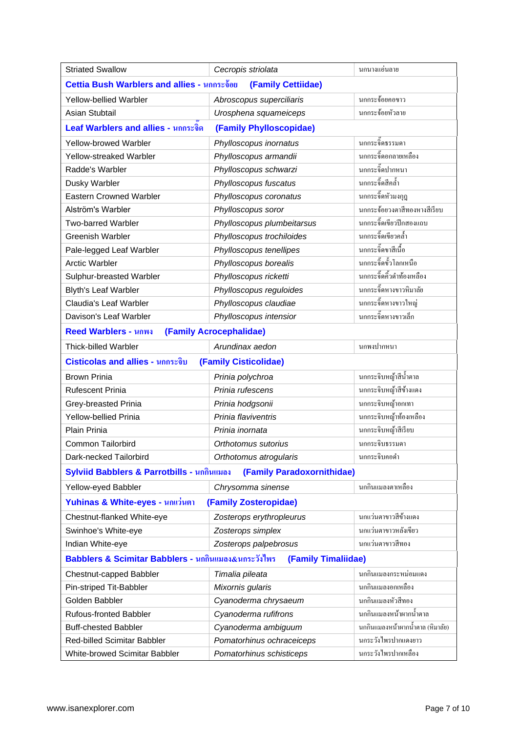| | | |
|---|---|---|
| Striated Swallow | *Cecropis striolata* | นกนางแอ่นลาย |
| **Cettia Bush Warblers and allies - นกกระจ้อย (Family Cettiidae)** | | |
| Yellow-bellied Warbler | *Abroscopus superciliaris* | นกกระจ้อยคอขาว |
| Asian Stubtail | *Urosphena squameiceps* | นกกระจ้อยหัวลาย |
| **Leaf Warblers and allies - นกกระจิ๊ด (Family Phylloscopidae)** | | |
| Yellow-browed Warbler | *Phylloscopus inornatus* | นกกระจิ๊ดธรรมดา |
| Yellow-streaked Warbler | *Phylloscopus armandii* | นกกระจิ๊ดอกลายเหลือง |
| Radde's Warbler | *Phylloscopus schwarzi* | นกกระจิ๊ดปากหนา |
| Dusky Warbler | *Phylloscopus fuscatus* | นกกระจิ๊ดสีคล้ำ |
| Eastern Crowned Warbler | *Phylloscopus coronatus* | นกกระจิ๊ดหัวมงกุฎ |
| Alström's Warbler | *Phylloscopus soror* | นกกระจ้อยวงตาสีทองหางสีเรียบ |
| Two-barred Warbler | *Phylloscopus plumbeitarsus* | นกกระจิ๊ดเขียวปีกสองแถบ |
| Greenish Warbler | *Phylloscopus trochiloides* | นกกระจิ๊ดเขียวคล้ำ |
| Pale-legged Leaf Warbler | *Phylloscopus tenellipes* | นกกระจิ๊ดขาสีเนื้อ |
| Arctic Warbler | *Phylloscopus borealis* | นกกระจิ๊ดขั้วโลกเหนือ |
| Sulphur-breasted Warbler | *Phylloscopus ricketti* | นกกระจิ๊ดคิ้วดำท้องเหลือง |
| Blyth's Leaf Warbler | *Phylloscopus reguloides* | นกกระจิ๊ดหางขาวหิมาลัย |
| Claudia's Leaf Warbler | *Phylloscopus claudiae* | นกกระจิ๊ดหางขาวใหญ่ |
| Davison's Leaf Warbler | *Phylloscopus intensior* | นกกระจิ๊ดหางขาวเล็ก |
| **Reed Warblers - นกพง (Family Acrocephalidae)** | | |
| Thick-billed Warbler | *Arundinax aedon* | นกพงปากหนา |
| **Cisticolas and allies - นกกระจิบ (Family Cisticolidae)** | | |
| Brown Prinia | *Prinia polychroa* | นกกระจิบหญ้าสีน้ำตาล |
| Rufescent Prinia | *Prinia rufescens* | นกกระจิบหญ้าสีข้างแดง |
| Grey-breasted Prinia | *Prinia hodgsonii* | นกกระจิบหญ้าอกเทา |
| Yellow-bellied Prinia | *Prinia flaviventris* | นกกระจิบหญ้าท้องเหลือง |
| Plain Prinia | *Prinia inornata* | นกกระจิบหญ้าสีเรียบ |
| Common Tailorbird | *Orthotomus sutorius* | นกกระจิบธรรมดา |
| Dark-necked Tailorbird | *Orthotomus atrogularis* | นกกระจิบคอดำ |
| **Sylviid Babblers & Parrotbills - นกกินแมลง (Family Paradoxornithidae)** | | |
| Yellow-eyed Babbler | *Chrysomma sinense* | นกกินแมลงตาเหลือง |
| **Yuhinas & White-eyes - นกแว่นตา (Family Zosteropidae)** | | |
| Chestnut-flanked White-eye | *Zosterops erythropleurus* | นกแว่นตาขาวสีข้างแดง |
| Swinhoe's White-eye | *Zosterops simplex* | นกแว่นตาขาวหลังเขียว |
| Indian White-eye | *Zosterops palpebrosus* | นกแว่นตาขาวสีทอง |
| **Babblers & Scimitar Babblers - นกกินแมลง&นกระวังไพร (Family Timaliidae)** | | |
| Chestnut-capped Babbler | *Timalia pileata* | นกกินแมลงกระหม่อมแดง |
| Pin-striped Tit-Babbler | *Mixornis gularis* | นกกินแมลงอกเหลือง |
| Golden Babbler | *Cyanoderma chrysaeum* | นกกินแมลงหัวสีทอง |
| Rufous-fronted Babbler | *Cyanoderma rufifrons* | นกกินแมลงหน้าผากน้ำตาล |
| Buff-chested Babbler | *Cyanoderma ambiguum* | นกกินแมลงหน้าผากน้ำตาล (หิมาลัย) |
| Red-billed Scimitar Babbler | *Pomatorhinus ochraceiceps* | นกระวังไพรปากแดงยาว |
| White-browed Scimitar Babbler | *Pomatorhinus schisticeps* | นกระวังไพรปากเหลือง |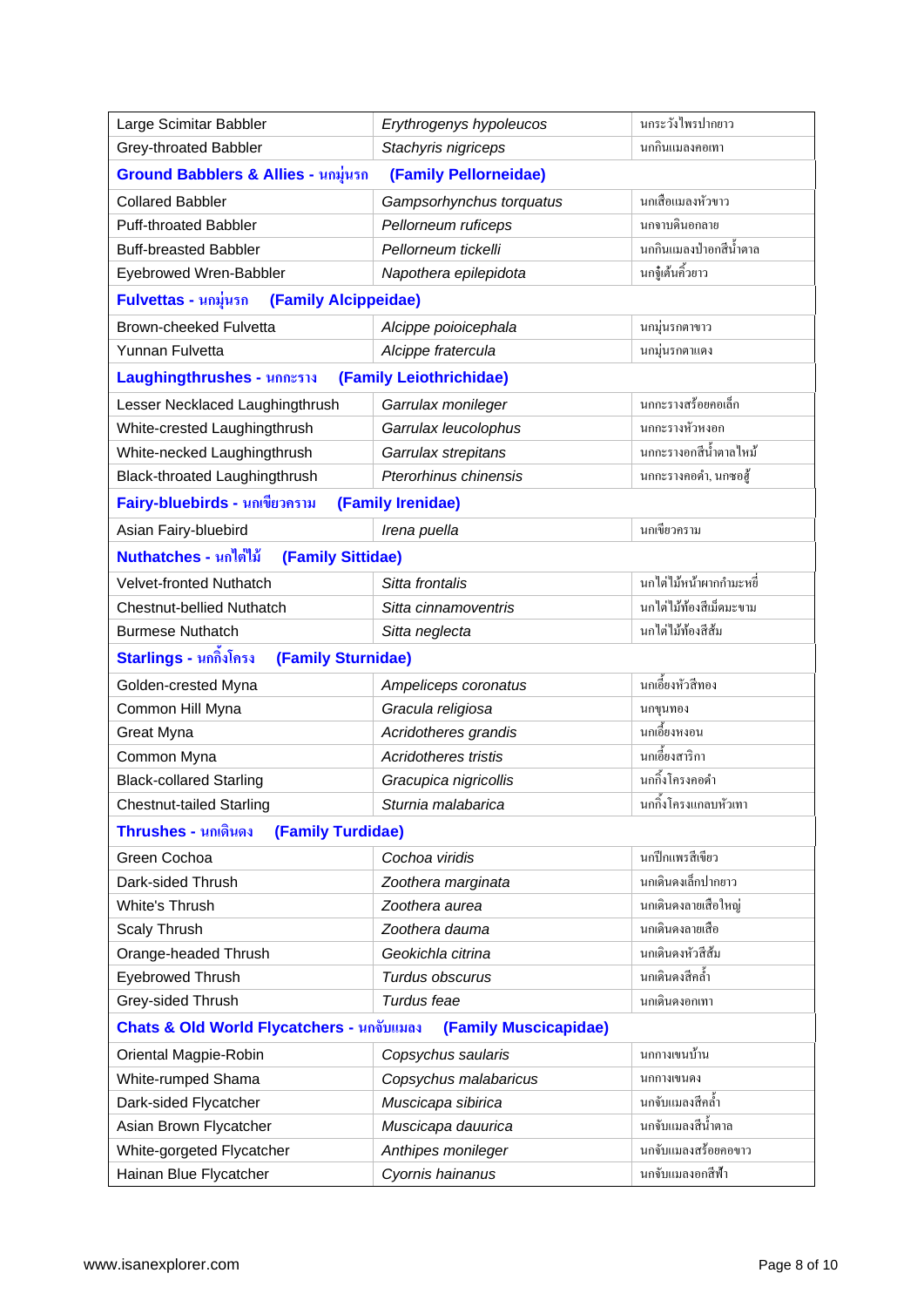| | | |
|---|---|---|
| Large Scimitar Babbler | *Erythrogenys hypoleucos* | นกระวังไพรปากยาว |
| Grey-throated Babbler | *Stachyris nigriceps* | นกกินแมลงคอเทา |
| **Ground Babblers & Allies - นกมุ่นรก (Family Pellorneidae)** | | |
| Collared Babbler | *Gampsorhynchus torquatus* | นกเสือแมลงหัวขาว |
| Puff-throated Babbler | *Pellorneum ruficeps* | นกจาบดินอกลาย |
| Buff-breasted Babbler | *Pellorneum tickelli* | นกกินแมลงป่าอกสีน้ำตาล |
| Eyebrowed Wren-Babbler | *Napothera epilepidota* | นกจู๋เต้นคิ้วยาว |
| **Fulvettas - นกมุ่นรก (Family Alcippeidae)** | | |
| Brown-cheeked Fulvetta | *Alcippe poioicephala* | นกมุ่นรกตาขาว |
| Yunnan Fulvetta | *Alcippe fratercula* | นกมุ่นรกตาแดง |
| **Laughingthrushes - นกกะราง (Family Leiothrichidae)** | | |
| Lesser Necklaced Laughingthrush | *Garrulax monileger* | นกกะรางสร้อยคอเล็ก |
| White-crested Laughingthrush | *Garrulax leucolophus* | นกกะรางหัวหงอก |
| White-necked Laughingthrush | *Garrulax strepitans* | นกกะรางอกสีน้ำตาลไหม้ |
| Black-throated Laughingthrush | *Pterorhinus chinensis* | นกกะรางคอดำ, นกซอฮู้ |
| **Fairy-bluebirds - นกเขียวคราม (Family Irenidae)** | | |
| Asian Fairy-bluebird | *Irena puella* | นกเขียวคราม |
| **Nuthatches - นกไต่ไม้ (Family Sittidae)** | | |
| Velvet-fronted Nuthatch | *Sitta frontalis* | นกไต่ไม้หน้าผากกำมะหยี่ |
| Chestnut-bellied Nuthatch | *Sitta cinnamoventris* | นกไต่ไม้ท้องสีเม็ดมะขาม |
| Burmese Nuthatch | *Sitta neglecta* | นกไต่ไม้ท้องสีส้ม |
| **Starlings - นกกิ้งโครง (Family Sturnidae)** | | |
| Golden-crested Myna | *Ampeliceps coronatus* | นกเอี้ยงหัวสีทอง |
| Common Hill Myna | *Gracula religiosa* | นกขุนทอง |
| Great Myna | *Acridotheres grandis* | นกเอี้ยงหงอน |
| Common Myna | *Acridotheres tristis* | นกเอี้ยงสาริกา |
| Black-collared Starling | *Gracupica nigricollis* | นกกิ้งโครงคอดำ |
| Chestnut-tailed Starling | *Sturnia malabarica* | นกกิ้งโครงแกลบหัวเทา |
| **Thrushes - นกเดินดง (Family Turdidae)** | | |
| Green Cochoa | *Cochoa viridis* | นกปีกแพรสีเขียว |
| Dark-sided Thrush | *Zoothera marginata* | นกเดินดงเล็กปากยาว |
| White's Thrush | *Zoothera aurea* | นกเดินดงลายเสือใหญ่ |
| Scaly Thrush | *Zoothera dauma* | นกเดินดงลายเสือ |
| Orange-headed Thrush | *Geokichla citrina* | นกเดินดงหัวสีส้ม |
| Eyebrowed Thrush | *Turdus obscurus* | นกเดินดงสีคล้ำ |
| Grey-sided Thrush | *Turdus feae* | นกเดินดงอกเทา |
| **Chats & Old World Flycatchers - นกจับแมลง (Family Muscicapidae)** | | |
| Oriental Magpie-Robin | *Copsychus saularis* | นกกางเขนบ้าน |
| White-rumped Shama | *Copsychus malabaricus* | นกกางเขนดง |
| Dark-sided Flycatcher | *Muscicapa sibirica* | นกจับแมลงสีคล้ำ |
| Asian Brown Flycatcher | *Muscicapa dauurica* | นกจับแมลงสีน้ำตาล |
| White-gorgeted Flycatcher | *Anthipes monileger* | นกจับแมลงสร้อยคอขาว |
| Hainan Blue Flycatcher | *Cyornis hainanus* | นกจับแมลงอกสีฟ้า |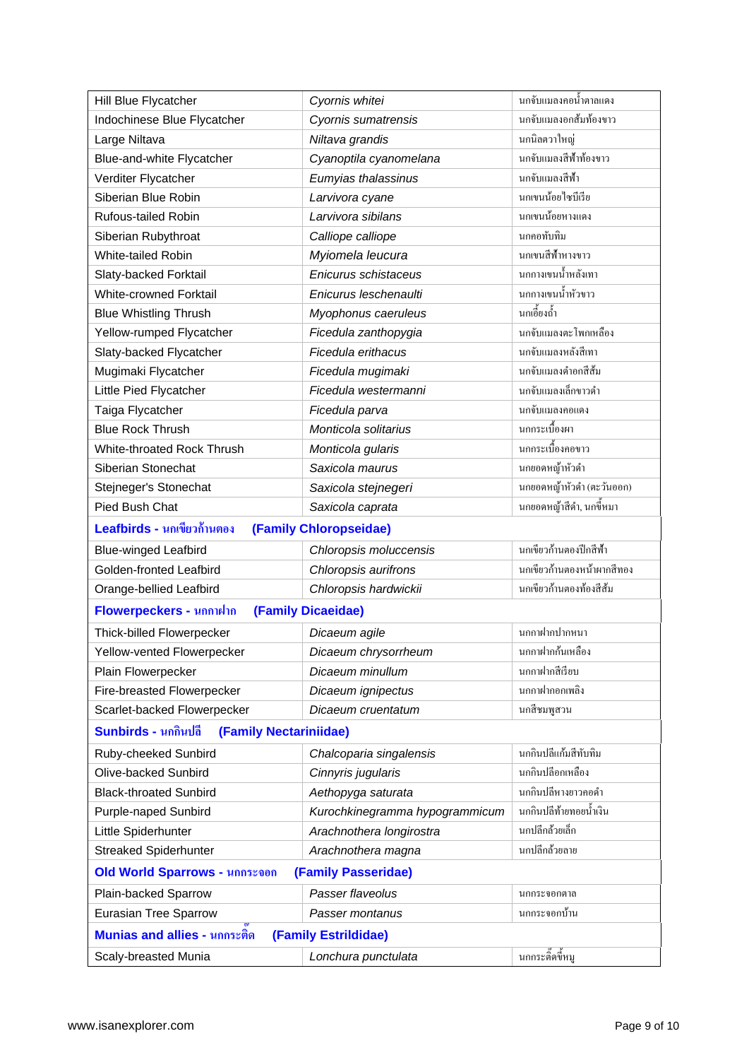| | | |
|---|---|---|
| Hill Blue Flycatcher | *Cyornis whitei* | นกจับแมลงคอน้ำตาลแดง |
| Indochinese Blue Flycatcher | *Cyornis sumatrensis* | นกจับแมลงอกส้มท้องขาว |
| Large Niltava | *Niltava grandis* | นกนิลตวาใหญ่ |
| Blue-and-white Flycatcher | *Cyanoptila cyanomelana* | นกจับแมลงสีฟ้าท้องขาว |
| Verditer Flycatcher | *Eumyias thalassinus* | นกจับแมลงสีฟ้า |
| Siberian Blue Robin | *Larvivora cyane* | นกเขนน้อยไซบีเรีย |
| Rufous-tailed Robin | *Larvivora sibilans* | นกเขนน้อยหางแดง |
| Siberian Rubythroat | *Calliope calliope* | นกคอทับทิม |
| White-tailed Robin | *Myiomela leucura* | นกเขนสีฟ้าหางขาว |
| Slaty-backed Forktail | *Enicurus schistaceus* | นกกางเขนน้ำหลังเทา |
| White-crowned Forktail | *Enicurus leschenaulti* | นกกางเขนน้ำหัวขาว |
| Blue Whistling Thrush | *Myophonus caeruleus* | นกเอี้ยงถ้ำ |
| Yellow-rumped Flycatcher | *Ficedula zanthopygia* | นกจับแมลงตะโพกเหลือง |
| Slaty-backed Flycatcher | *Ficedula erithacus* | นกจับแมลงหลังสีเทา |
| Mugimaki Flycatcher | *Ficedula mugimaki* | นกจับแมลงดำอกสีส้ม |
| Little Pied Flycatcher | *Ficedula westermanni* | นกจับแมลงเล็กขาวดำ |
| Taiga Flycatcher | *Ficedula parva* | นกจับแมลงคอแดง |
| Blue Rock Thrush | *Monticola solitarius* | นกกระเบื้องผา |
| White-throated Rock Thrush | *Monticola gularis* | นกกระเบื้องคอขาว |
| Siberian Stonechat | *Saxicola maurus* | นกยอดหญ้าหัวดำ |
| Stejneger's Stonechat | *Saxicola stejnegeri* | นกยอดหญ้าหัวดำ (ตะวันออก) |
| Pied Bush Chat | *Saxicola caprata* | นกยอดหญ้าสีดำ, นกขี้หมา |
| **Leafbirds - นกเขียวก้านตอง** | **(Family Chloropseidae)** | |
| Blue-winged Leafbird | *Chloropsis moluccensis* | นกเขียวก้านตองปีกสีฟ้า |
| Golden-fronted Leafbird | *Chloropsis aurifrons* | นกเขียวก้านตองหน้าผากสีทอง |
| Orange-bellied Leafbird | *Chloropsis hardwickii* | นกเขียวก้านตองท้องสีส้ม |
| **Flowerpeckers - นกกาฝาก** | **(Family Dicaeidae)** | |
| Thick-billed Flowerpecker | *Dicaeum agile* | นกกาฝากปากหนา |
| Yellow-vented Flowerpecker | *Dicaeum chrysorrheum* | นกกาฝากก้นเหลือง |
| Plain Flowerpecker | *Dicaeum minullum* | นกกาฝากสีเรียบ |
| Fire-breasted Flowerpecker | *Dicaeum ignipectus* | นกกาฝากอกเพลิง |
| Scarlet-backed Flowerpecker | *Dicaeum cruentatum* | นกสีชมพูสวน |
| **Sunbirds - นกกินปลี** | **(Family Nectariniidae)** | |
| Ruby-cheeked Sunbird | *Chalcoparia singalensis* | นกกินปลีแก้มสีทับทิม |
| Olive-backed Sunbird | *Cinnyris jugularis* | นกกินปลีอกเหลือง |
| Black-throated Sunbird | *Aethopyga saturata* | นกกินปลีหางยาวคอดำ |
| Purple-naped Sunbird | *Kurochkinegramma hypogrammicum* | นกกินปลีท้ายทอยน้ำเงิน |
| Little Spiderhunter | *Arachnothera longirostra* | นกปลีกล้วยเล็ก |
| Streaked Spiderhunter | *Arachnothera magna* | นกปลีกล้วยลาย |
| **Old World Sparrows - นกกระจอก** | **(Family Passeridae)** | |
| Plain-backed Sparrow | *Passer flaveolus* | นกกระจอกตาล |
| Eurasian Tree Sparrow | *Passer montanus* | นกกระจอกบ้าน |
| **Munias and allies - นกกระติ๊ด** | **(Family Estrildidae)** | |
| Scaly-breasted Munia | *Lonchura punctulata* | นกกระติ๊ดขี้หมู |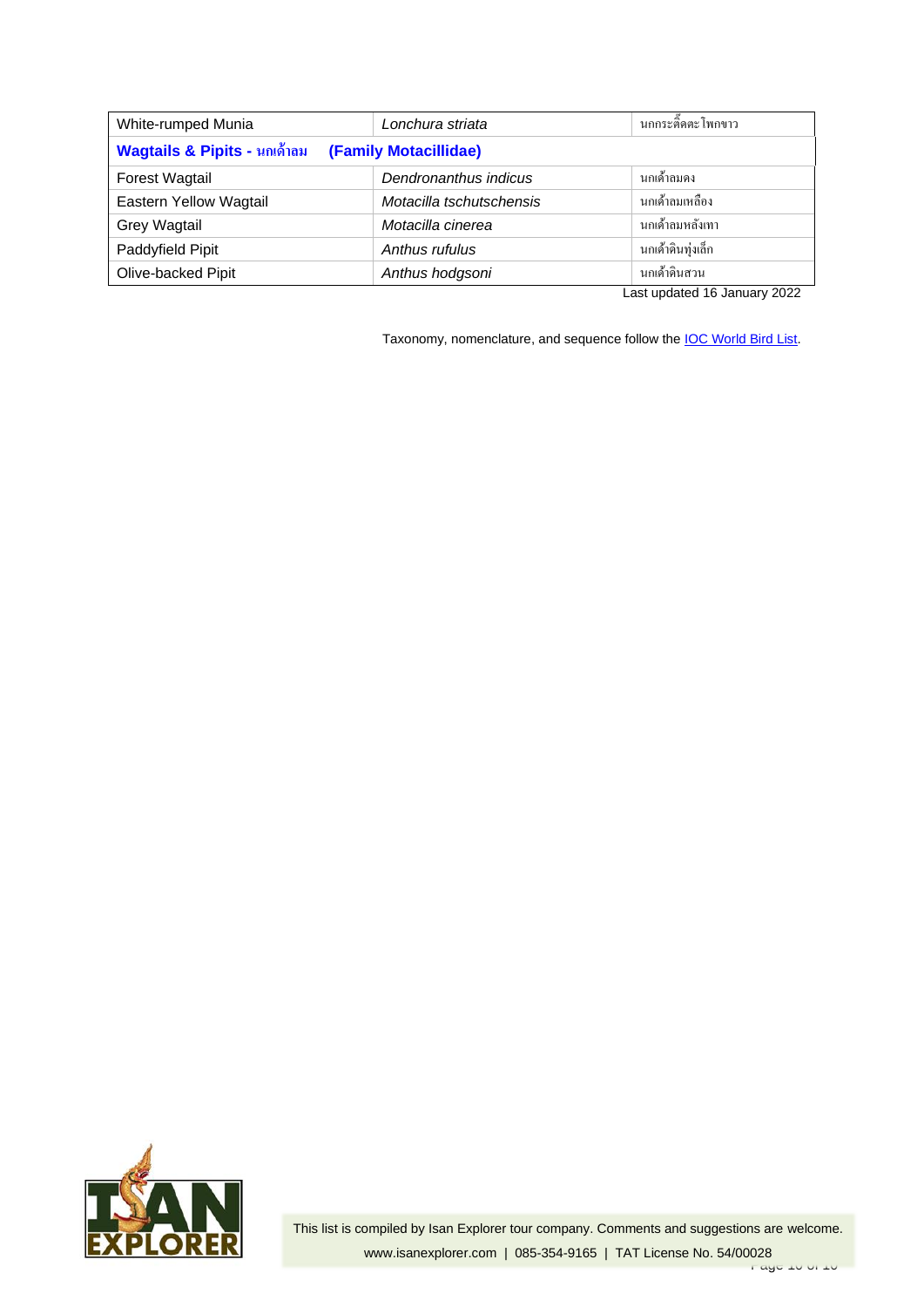| | | |
|---|---|---|
| White-rumped Munia | *Lonchura striata* | นกกระติ๊ดตะโพกขาว |
| **Wagtails & Pipits - นกเด้าลม (Family Motacillidae)** | | |
| Forest Wagtail | *Dendronanthus indicus* | นกเด้าลมดง |
| Eastern Yellow Wagtail | *Motacilla tschutschensis* | นกเด้าลมเหลือง |
| Grey Wagtail | *Motacilla cinerea* | นกเด้าลมหลังเทา |
| Paddyfield Pipit | *Anthus rufulus* | นกเด้าดินทุ่งเล็ก |
| Olive-backed Pipit | *Anthus hodgsoni* | นกเด้าดินสวน |

Last updated 16 January 2022

Taxonomy, nomenclature, and sequence follow the IOC World Bird List.

This list is compiled by Isan Explorer tour company. Comments and suggestions are welcome.

www.isanexplorer.com | 085-354-9165 | TAT License No. 54/00028